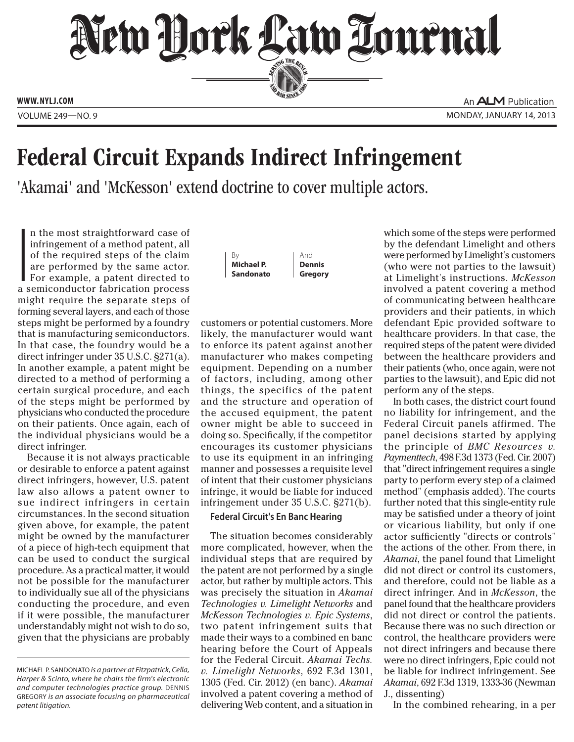# Federal Circuit Expands Indirect Infringement

'Akamai' and 'McKesson' extend doctrine to cover multiple actors.

By **Michael P. Sandonato** And **Dennis Gregory**

In the most straightforward case of infringement of a method patent, all of the required steps of the claim are performed by the same actor. For example, a patent directed to a semiconductor fabrication process might require the separate steps of forming several layers, and each of those steps might be performed by a foundry that is manufacturing semiconductors. In that case, the foundry would be a direct infringer under 35 U.S.C. §271(a). In another example, a patent might be directed to a method of performing a certain surgical procedure, and each of the steps might be performed by physicians who conducted the procedure on their patients. Once again, each of the individual physicians would be a direct infringer.

Because it is not always practicable or desirable to enforce a patent against direct infringers, however, U.S. patent law also allows a patent owner to sue indirect infringers in certain circumstances. In the second situation given above, for example, the patent might be owned by the manufacturer of a piece of high-tech equipment that can be used to conduct the surgical procedure. As a practical matter, it would not be possible for the manufacturer to individually sue all of the physicians conducting the procedure, and even if it were possible, the manufacturer understandably might not wish to do so, given that the physicians are probably customers or potential customers. More likely, the manufacturer would want to enforce its patent against another manufacturer who makes competing equipment. Depending on a number of factors, including, among other things, the specifics of the patent and the structure and operation of the accused equipment, the patent owner might be able to succeed in doing so. Specifically, if the competitor encourages its customer physicians to use its equipment in an infringing manner and possesses a requisite level of intent that their customer physicians infringe, it would be liable for induced infringement under 35 U.S.C. §271(b).

### Federal Circuit's En Banc Hearing

The situation becomes considerably more complicated, however, when the individual steps that are required by the patent are not performed by a single actor, but rather by multiple actors. This was precisely the situation in *Akamai Technologies v. Limelight Networks* and *McKesson Technologies v. Epic Systems*, two patent infringement suits that made their ways to a combined en banc hearing before the Court of Appeals for the Federal Circuit. *Akamai Techs. v. Limelight Networks*, 692 F.3d 1301, 1305 (Fed. Cir. 2012) (en banc). *Akamai* involved a patent covering a method of delivering Web content, and a situation in which some of the steps were performed by the defendant Limelight and others were performed by Limelight's customers (who were not parties to the lawsuit) at Limelight's instructions. *McKesson* involved a patent covering a method of communicating between healthcare providers and their patients, in which defendant Epic provided software to healthcare providers. In that case, the required steps of the patent were divided between the healthcare providers and their patients (who, once again, were not parties to the lawsuit), and Epic did not perform any of the steps.

In both cases, the district court found no liability for infringement, and the Federal Circuit panels affirmed. The panel decisions started by applying the principle of *BMC Resources v. Paymenttech*, 498 F.3d 1373 (Fed. Cir. 2007) that "direct infringement requires a single party to perform every step of a claimed method" (emphasis added). The courts further noted that this single-entity rule may be satisfied under a theory of joint or vicarious liability, but only if one actor sufficiently "directs or controls" the actions of the other. From there, in *Akamai*, the panel found that Limelight did not direct or control its customers, and therefore, could not be liable as a direct infringer. And in *McKesson*, the panel found that the healthcare providers did not direct or control the patients. Because there was no such direction or control, the healthcare providers were not direct infringers and because there were no direct infringers, Epic could not be liable for indirect infringement. See *Akamai*, 692 F.3d 1319, 1333-36 (Newman J., dissenting)

In the combined rehearing, in a per

---

MICHAEL P. SANDONATO *is a partner at Fitzpatrick, Cella, Harper & Scinto, where he chairs the firm's electronic and computer technologies practice group.* DENNIS GREGORY *is an associate focusing on pharmaceutical patent litigation.*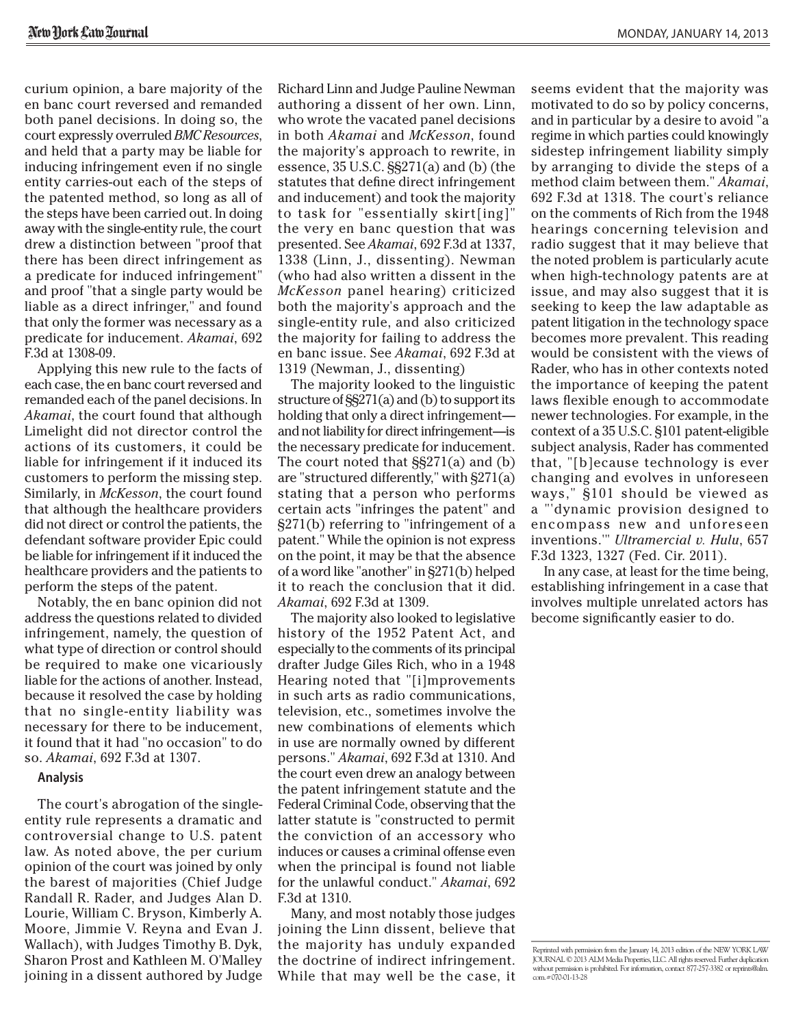curium opinion, a bare majority of the en banc court reversed and remanded both panel decisions. In doing so, the court expressly overruled *BMC Resources*, and held that a party may be liable for inducing infringement even if no single entity carries-out each of the steps of the patented method, so long as all of the steps have been carried out. In doing away with the single-entity rule, the court drew a distinction between "proof that there has been direct infringement as a predicate for induced infringement" and proof "that a single party would be liable as a direct infringer," and found that only the former was necessary as a predicate for inducement. *Akamai*, 692 F.3d at 1308-09.

Applying this new rule to the facts of each case, the en banc court reversed and remanded each of the panel decisions. In *Akamai*, the court found that although Limelight did not director control the actions of its customers, it could be liable for infringement if it induced its customers to perform the missing step. Similarly, in *McKesson*, the court found that although the healthcare providers did not direct or control the patients, the defendant software provider Epic could be liable for infringement if it induced the healthcare providers and the patients to perform the steps of the patent.

Notably, the en banc opinion did not address the questions related to divided infringement, namely, the question of what type of direction or control should be required to make one vicariously liable for the actions of another. Instead, because it resolved the case by holding that no single-entity liability was necessary for there to be inducement, it found that it had "no occasion" to do so. *Akamai*, 692 F.3d at 1307.

### Analysis

The court's abrogation of the single-entity rule represents a dramatic and controversial change to U.S. patent law. As noted above, the per curium opinion of the court was joined by only the barest of majorities (Chief Judge Randall R. Rader, and Judges Alan D. Lourie, William C. Bryson, Kimberly A. Moore, Jimmie V. Reyna and Evan J. Wallach), with Judges Timothy B. Dyk, Sharon Prost and Kathleen M. O'Malley joining in a dissent authored by Judge Richard Linn and Judge Pauline Newman authoring a dissent of her own. Linn, who wrote the vacated panel decisions in both *Akamai* and *McKesson*, found the majority's approach to rewrite, in essence, 35 U.S.C. §§271(a) and (b) (the statutes that define direct infringement and inducement) and took the majority to task for "essentially skirt[ing]" the very en banc question that was presented. See *Akamai*, 692 F.3d at 1337, 1338 (Linn, J., dissenting). Newman (who had also written a dissent in the *McKesson* panel hearing) criticized both the majority's approach and the single-entity rule, and also criticized the majority for failing to address the en banc issue. See *Akamai*, 692 F.3d at 1319 (Newman, J., dissenting)

The majority looked to the linguistic structure of §§271(a) and (b) to support its holding that only a direct infringement—and not liability for direct infringement—is the necessary predicate for inducement. The court noted that §§271(a) and (b) are "structured differently," with §271(a) stating that a person who performs certain acts "infringes the patent" and §271(b) referring to "infringement of a patent." While the opinion is not express on the point, it may be that the absence of a word like "another" in §271(b) helped it to reach the conclusion that it did. *Akamai*, 692 F.3d at 1309.

The majority also looked to legislative history of the 1952 Patent Act, and especially to the comments of its principal drafter Judge Giles Rich, who in a 1948 Hearing noted that "[i]mprovements in such arts as radio communications, television, etc., sometimes involve the new combinations of elements which in use are normally owned by different persons." *Akamai*, 692 F.3d at 1310. And the court even drew an analogy between the patent infringement statute and the Federal Criminal Code, observing that the latter statute is "constructed to permit the conviction of an accessory who induces or causes a criminal offense even when the principal is found not liable for the unlawful conduct." *Akamai*, 692 F.3d at 1310.

Many, and most notably those judges joining the Linn dissent, believe that the majority has unduly expanded the doctrine of indirect infringement. While that may well be the case, it seems evident that the majority was motivated to do so by policy concerns, and in particular by a desire to avoid "a regime in which parties could knowingly sidestep infringement liability simply by arranging to divide the steps of a method claim between them." *Akamai*, 692 F.3d at 1318. The court's reliance on the comments of Rich from the 1948 hearings concerning television and radio suggest that it may believe that the noted problem is particularly acute when high-technology patents are at issue, and may also suggest that it is seeking to keep the law adaptable as patent litigation in the technology space becomes more prevalent. This reading would be consistent with the views of Rader, who has in other contexts noted the importance of keeping the patent laws flexible enough to accommodate newer technologies. For example, in the context of a 35 U.S.C. §101 patent-eligible subject analysis, Rader has commented that, "[b]ecause technology is ever changing and evolves in unforeseen ways," §101 should be viewed as a "'dynamic provision designed to encompass new and unforeseen inventions.'" *Ultramercial v. Hulu*, 657 F.3d 1323, 1327 (Fed. Cir. 2011).

In any case, at least for the time being, establishing infringement in a case that involves multiple unrelated actors has become significantly easier to do.

Reprinted with permission from the January 14, 2013 edition of the NEW YORK LAW JOURNAL © 2013 ALM Media Properties, LLC. All rights reserved. Further duplication without permission is prohibited. For information, contact 877-257-3382 or reprints@alm.com. # 070-01-13-28